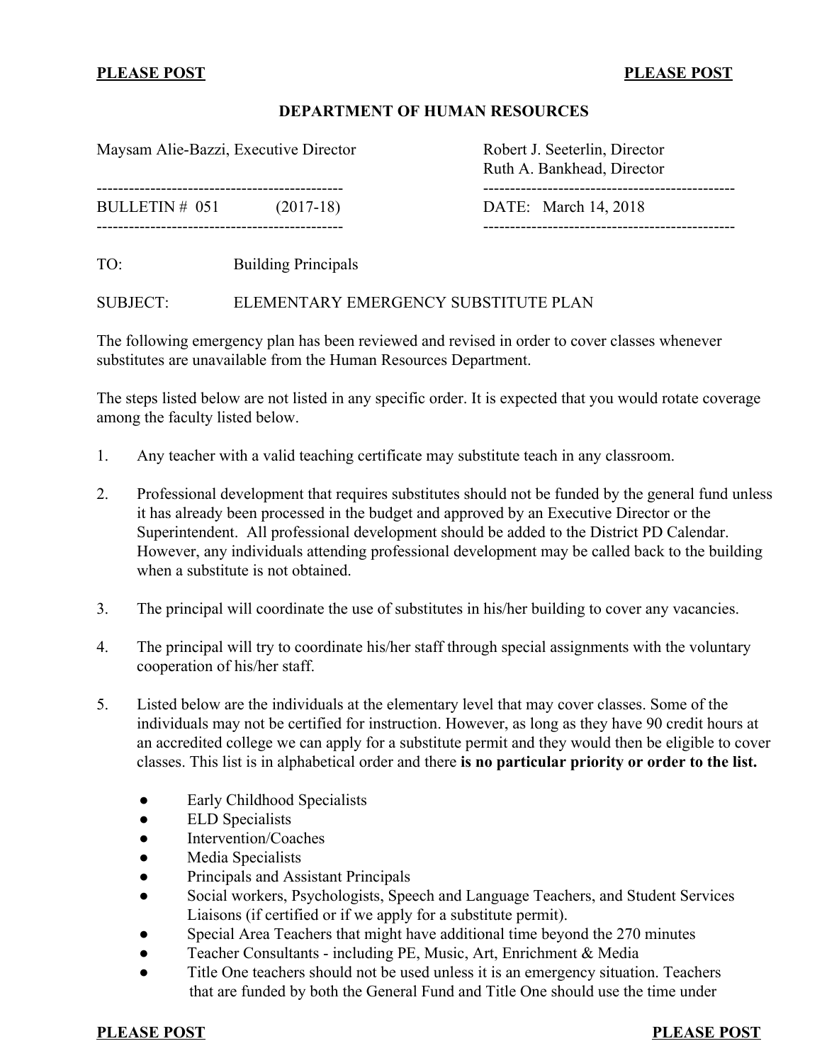**PLEASE POST** **PLEASE POST**

**DEPARTMENT OF HUMAN RESOURCES**

Maysam Alie-Bazzi, Executive Director

Robert J. Seeterlin, Director
Ruth A. Bankhead, Director

BULLETIN # 051 (2017-18)

DATE: March 14, 2018

TO: Building Principals

SUBJECT: ELEMENTARY EMERGENCY SUBSTITUTE PLAN

The following emergency plan has been reviewed and revised in order to cover classes whenever substitutes are unavailable from the Human Resources Department.

The steps listed below are not listed in any specific order. It is expected that you would rotate coverage among the faculty listed below.

1. Any teacher with a valid teaching certificate may substitute teach in any classroom.

2. Professional development that requires substitutes should not be funded by the general fund unless it has already been processed in the budget and approved by an Executive Director or the Superintendent. All professional development should be added to the District PD Calendar. However, any individuals attending professional development may be called back to the building when a substitute is not obtained.

3. The principal will coordinate the use of substitutes in his/her building to cover any vacancies.

4. The principal will try to coordinate his/her staff through special assignments with the voluntary cooperation of his/her staff.

5. Listed below are the individuals at the elementary level that may cover classes. Some of the individuals may not be certified for instruction. However, as long as they have 90 credit hours at an accredited college we can apply for a substitute permit and they would then be eligible to cover classes. This list is in alphabetical order and there **is no particular priority or order to the list.**

   - Early Childhood Specialists
   - ELD Specialists
   - Intervention/Coaches
   - Media Specialists
   - Principals and Assistant Principals
   - Social workers, Psychologists, Speech and Language Teachers, and Student Services Liaisons (if certified or if we apply for a substitute permit).
   - Special Area Teachers that might have additional time beyond the 270 minutes
   - Teacher Consultants - including PE, Music, Art, Enrichment & Media
   - Title One teachers should not be used unless it is an emergency situation. Teachers that are funded by both the General Fund and Title One should use the time under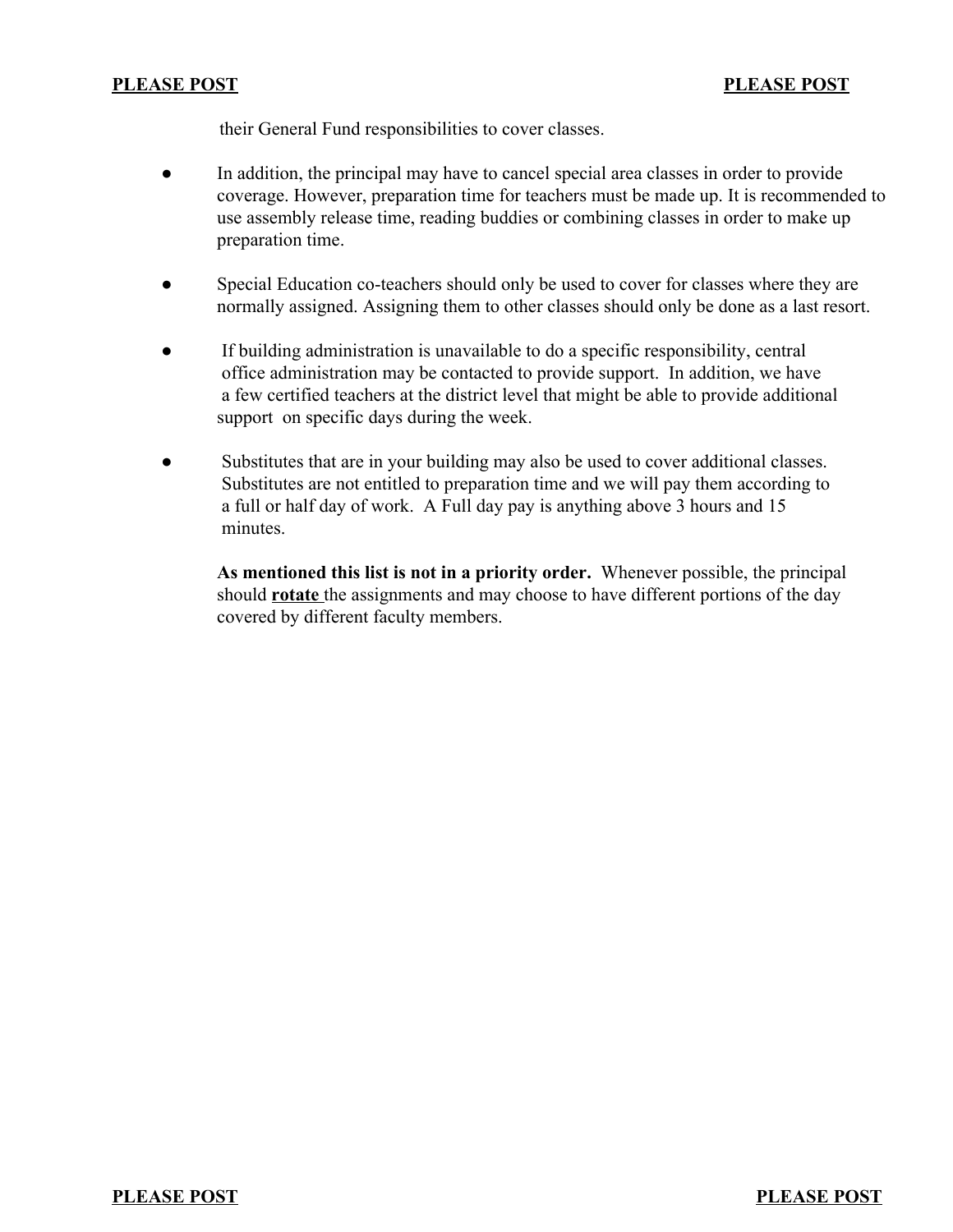their General Fund responsibilities to cover classes.

- In addition, the principal may have to cancel special area classes in order to provide coverage. However, preparation time for teachers must be made up. It is recommended to use assembly release time, reading buddies or combining classes in order to make up preparation time.

- Special Education co-teachers should only be used to cover for classes where they are normally assigned. Assigning them to other classes should only be done as a last resort.

- If building administration is unavailable to do a specific responsibility, central office administration may be contacted to provide support. In addition, we have a few certified teachers at the district level that might be able to provide additional support on specific days during the week.

- Substitutes that are in your building may also be used to cover additional classes. Substitutes are not entitled to preparation time and we will pay them according to a full or half day of work. A Full day pay is anything above 3 hours and 15 minutes.

**As mentioned this list is not in a priority order.** Whenever possible, the principal should **rotate** the assignments and may choose to have different portions of the day covered by different faculty members.